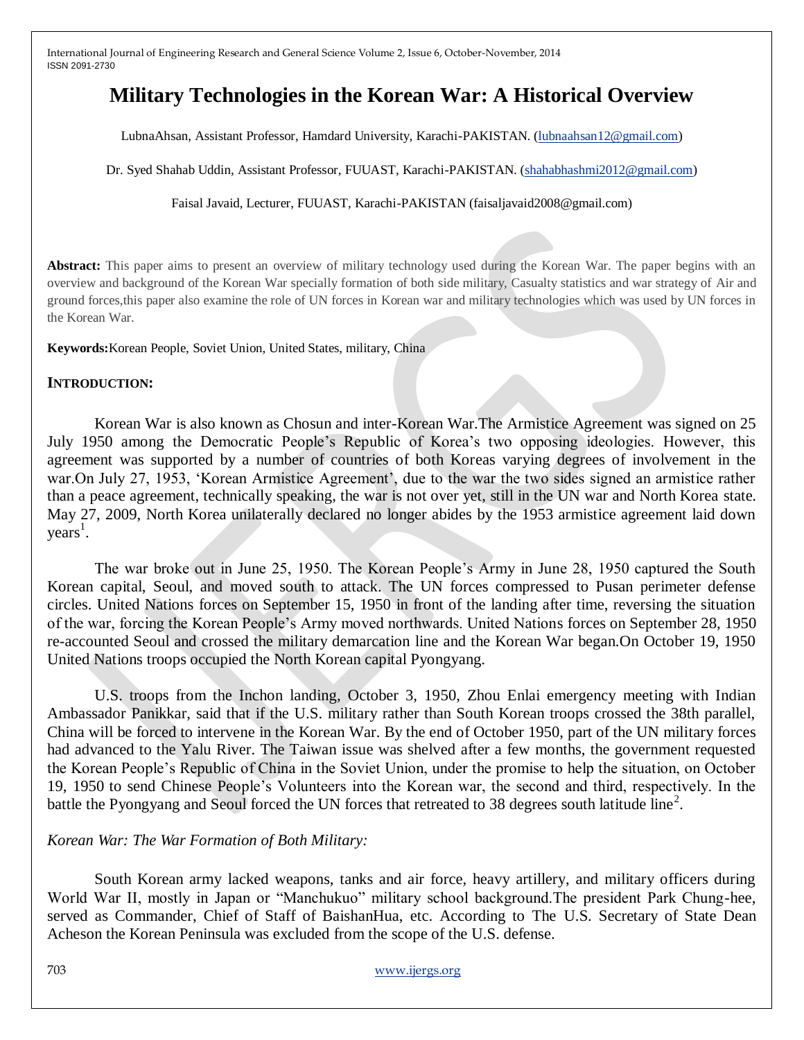# Military Technologies in the Korean War: A Historical Overview

LubnaAhsan, Assistant Professor, Hamdard University, Karachi-PAKISTAN. (lubnaahsan12@gmail.com)

Dr. Syed Shahab Uddin, Assistant Professor, FUUAST, Karachi-PAKISTAN. (shahabhashmi2012@gmail.com)

Faisal Javaid, Lecturer, FUUAST, Karachi-PAKISTAN (faisaljavaid2008@gmail.com)

**Abstract:** This paper aims to present an overview of military technology used during the Korean War. The paper begins with an overview and background of the Korean War specially formation of both side military, Casualty statistics and war strategy of Air and ground forces,this paper also examine the role of UN forces in Korean war and military technologies which was used by UN forces in the Korean War.

**Keywords:**Korean People, Soviet Union, United States, military, China

## INTRODUCTION:

Korean War is also known as Chosun and inter-Korean War.The Armistice Agreement was signed on 25 July 1950 among the Democratic People's Republic of Korea's two opposing ideologies. However, this agreement was supported by a number of countries of both Koreas varying degrees of involvement in the war.On July 27, 1953, 'Korean Armistice Agreement', due to the war the two sides signed an armistice rather than a peace agreement, technically speaking, the war is not over yet, still in the UN war and North Korea state. May 27, 2009, North Korea unilaterally declared no longer abides by the 1953 armistice agreement laid down years[1].

The war broke out in June 25, 1950. The Korean People's Army in June 28, 1950 captured the South Korean capital, Seoul, and moved south to attack. The UN forces compressed to Pusan perimeter defense circles. United Nations forces on September 15, 1950 in front of the landing after time, reversing the situation of the war, forcing the Korean People's Army moved northwards. United Nations forces on September 28, 1950 re-accounted Seoul and crossed the military demarcation line and the Korean War began.On October 19, 1950 United Nations troops occupied the North Korean capital Pyongyang.

U.S. troops from the Inchon landing, October 3, 1950, Zhou Enlai emergency meeting with Indian Ambassador Panikkar, said that if the U.S. military rather than South Korean troops crossed the 38th parallel, China will be forced to intervene in the Korean War. By the end of October 1950, part of the UN military forces had advanced to the Yalu River. The Taiwan issue was shelved after a few months, the government requested the Korean People's Republic of China in the Soviet Union, under the promise to help the situation, on October 19, 1950 to send Chinese People's Volunteers into the Korean war, the second and third, respectively. In the battle the Pyongyang and Seoul forced the UN forces that retreated to 38 degrees south latitude line[2].

*Korean War: The War Formation of Both Military:*

South Korean army lacked weapons, tanks and air force, heavy artillery, and military officers during World War II, mostly in Japan or "Manchukuo" military school background.The president Park Chung-hee, served as Commander, Chief of Staff of BaishanHua, etc. According to The U.S. Secretary of State Dean Acheson the Korean Peninsula was excluded from the scope of the U.S. defense.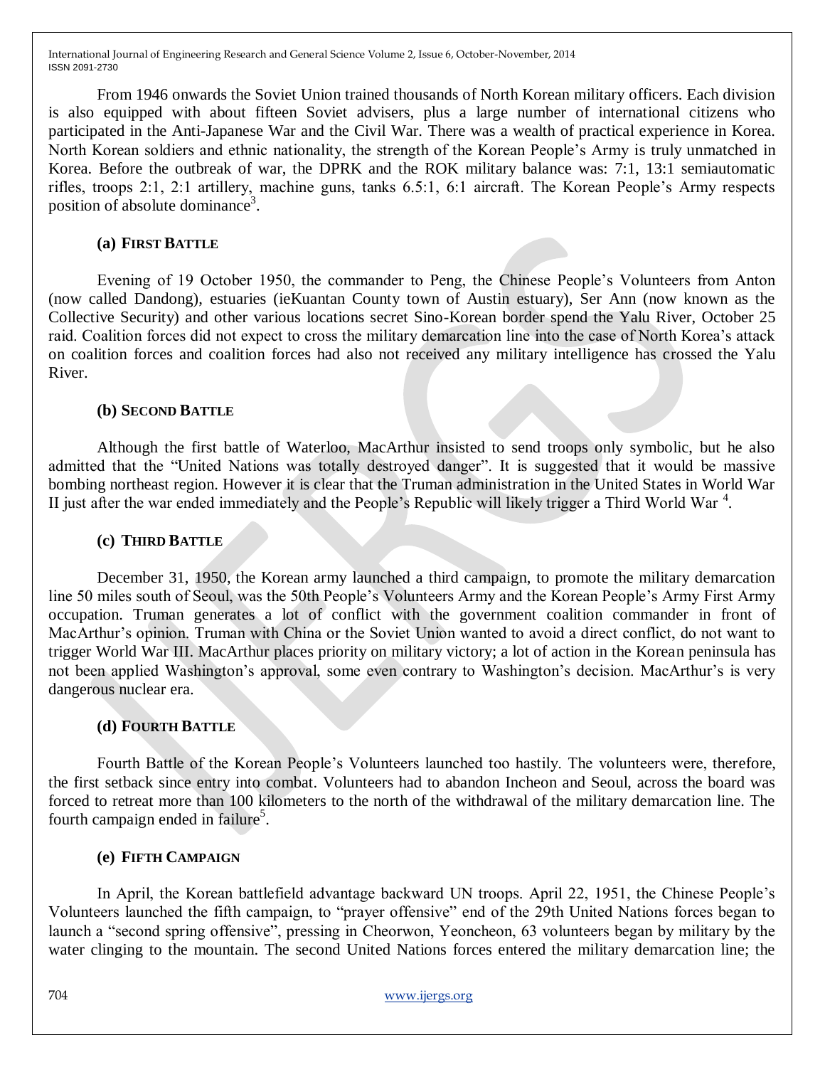From 1946 onwards the Soviet Union trained thousands of North Korean military officers. Each division is also equipped with about fifteen Soviet advisers, plus a large number of international citizens who participated in the Anti-Japanese War and the Civil War. There was a wealth of practical experience in Korea. North Korean soldiers and ethnic nationality, the strength of the Korean People's Army is truly unmatched in Korea. Before the outbreak of war, the DPRK and the ROK military balance was: 7:1, 13:1 semiautomatic rifles, troops 2:1, 2:1 artillery, machine guns, tanks 6.5:1, 6:1 aircraft. The Korean People's Army respects position of absolute dominance[3].

### (a) First Battle

Evening of 19 October 1950, the commander to Peng, the Chinese People's Volunteers from Anton (now called Dandong), estuaries (ieKuantan County town of Austin estuary), Ser Ann (now known as the Collective Security) and other various locations secret Sino-Korean border spend the Yalu River, October 25 raid. Coalition forces did not expect to cross the military demarcation line into the case of North Korea's attack on coalition forces and coalition forces had also not received any military intelligence has crossed the Yalu River.

### (b) Second Battle

Although the first battle of Waterloo, MacArthur insisted to send troops only symbolic, but he also admitted that the "United Nations was totally destroyed danger". It is suggested that it would be massive bombing northeast region. However it is clear that the Truman administration in the United States in World War II just after the war ended immediately and the People's Republic will likely trigger a Third World War [4].

### (c) Third Battle

December 31, 1950, the Korean army launched a third campaign, to promote the military demarcation line 50 miles south of Seoul, was the 50th People's Volunteers Army and the Korean People's Army First Army occupation. Truman generates a lot of conflict with the government coalition commander in front of MacArthur's opinion. Truman with China or the Soviet Union wanted to avoid a direct conflict, do not want to trigger World War III. MacArthur places priority on military victory; a lot of action in the Korean peninsula has not been applied Washington's approval, some even contrary to Washington's decision. MacArthur's is very dangerous nuclear era.

### (d) Fourth Battle

Fourth Battle of the Korean People's Volunteers launched too hastily. The volunteers were, therefore, the first setback since entry into combat. Volunteers had to abandon Incheon and Seoul, across the board was forced to retreat more than 100 kilometers to the north of the withdrawal of the military demarcation line. The fourth campaign ended in failure[5].

### (e) Fifth Campaign

In April, the Korean battlefield advantage backward UN troops. April 22, 1951, the Chinese People's Volunteers launched the fifth campaign, to "prayer offensive" end of the 29th United Nations forces began to launch a "second spring offensive", pressing in Cheorwon, Yeoncheon, 63 volunteers began by military by the water clinging to the mountain. The second United Nations forces entered the military demarcation line; the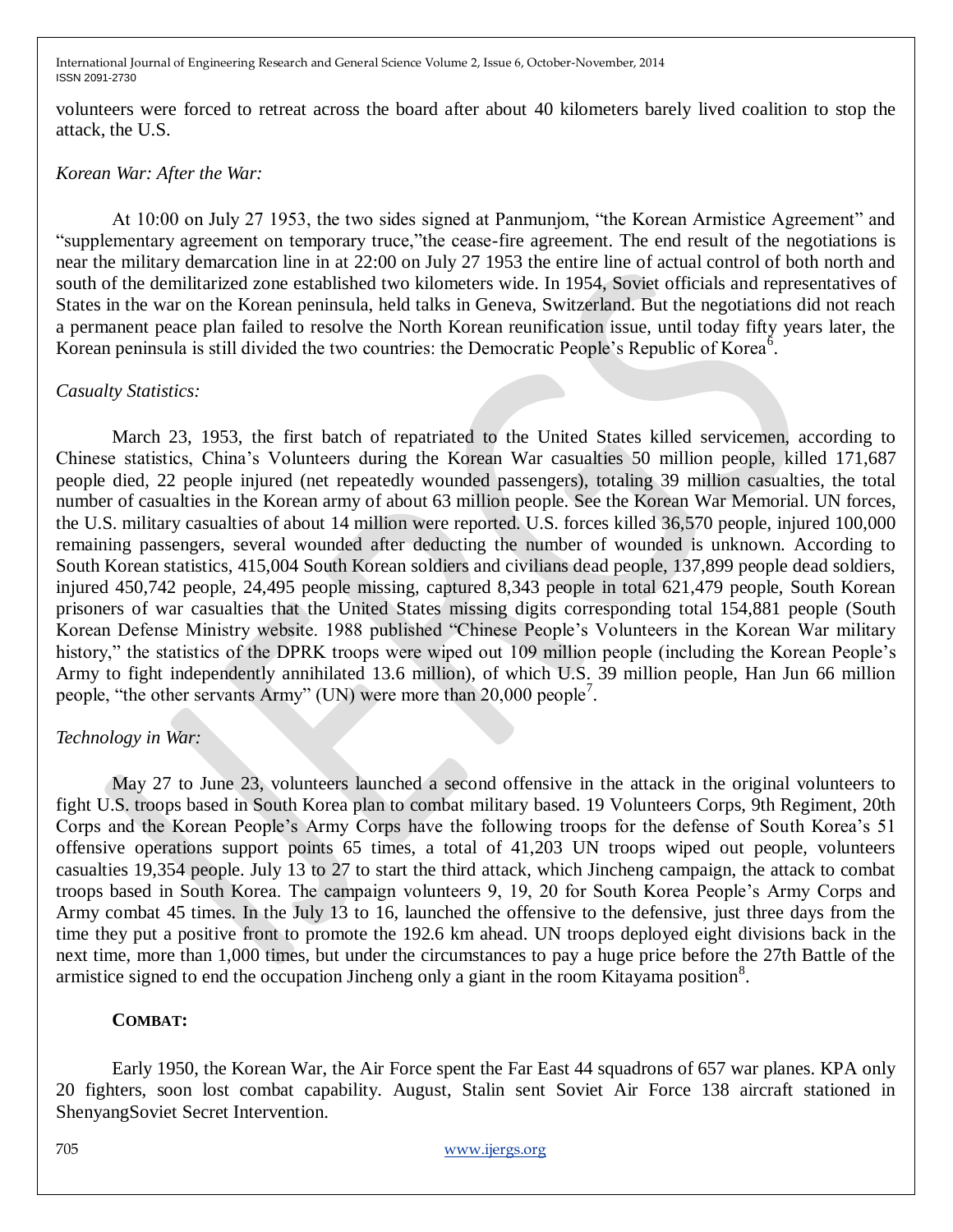volunteers were forced to retreat across the board after about 40 kilometers barely lived coalition to stop the attack, the U.S.

*Korean War: After the War:*

At 10:00 on July 27 1953, the two sides signed at Panmunjom, "the Korean Armistice Agreement" and "supplementary agreement on temporary truce,"the cease-fire agreement. The end result of the negotiations is near the military demarcation line in at 22:00 on July 27 1953 the entire line of actual control of both north and south of the demilitarized zone established two kilometers wide. In 1954, Soviet officials and representatives of States in the war on the Korean peninsula, held talks in Geneva, Switzerland. But the negotiations did not reach a permanent peace plan failed to resolve the North Korean reunification issue, until today fifty years later, the Korean peninsula is still divided the two countries: the Democratic People's Republic of Korea[6].

*Casualty Statistics:*

March 23, 1953, the first batch of repatriated to the United States killed servicemen, according to Chinese statistics, China's Volunteers during the Korean War casualties 50 million people, killed 171,687 people died, 22 people injured (net repeatedly wounded passengers), totaling 39 million casualties, the total number of casualties in the Korean army of about 63 million people. See the Korean War Memorial. UN forces, the U.S. military casualties of about 14 million were reported. U.S. forces killed 36,570 people, injured 100,000 remaining passengers, several wounded after deducting the number of wounded is unknown. According to South Korean statistics, 415,004 South Korean soldiers and civilians dead people, 137,899 people dead soldiers, injured 450,742 people, 24,495 people missing, captured 8,343 people in total 621,479 people, South Korean prisoners of war casualties that the United States missing digits corresponding total 154,881 people (South Korean Defense Ministry website. 1988 published "Chinese People's Volunteers in the Korean War military history," the statistics of the DPRK troops were wiped out 109 million people (including the Korean People's Army to fight independently annihilated 13.6 million), of which U.S. 39 million people, Han Jun 66 million people, "the other servants Army" (UN) were more than 20,000 people[7].

*Technology in War:*

May 27 to June 23, volunteers launched a second offensive in the attack in the original volunteers to fight U.S. troops based in South Korea plan to combat military based. 19 Volunteers Corps, 9th Regiment, 20th Corps and the Korean People's Army Corps have the following troops for the defense of South Korea's 51 offensive operations support points 65 times, a total of 41,203 UN troops wiped out people, volunteers casualties 19,354 people. July 13 to 27 to start the third attack, which Jincheng campaign, the attack to combat troops based in South Korea. The campaign volunteers 9, 19, 20 for South Korea People's Army Corps and Army combat 45 times. In the July 13 to 16, launched the offensive to the defensive, just three days from the time they put a positive front to promote the 192.6 km ahead. UN troops deployed eight divisions back in the next time, more than 1,000 times, but under the circumstances to pay a huge price before the 27th Battle of the armistice signed to end the occupation Jincheng only a giant in the room Kitayama position[8].

**COMBAT:**

Early 1950, the Korean War, the Air Force spent the Far East 44 squadrons of 657 war planes. KPA only 20 fighters, soon lost combat capability. August, Stalin sent Soviet Air Force 138 aircraft stationed in ShenyangSoviet Secret Intervention.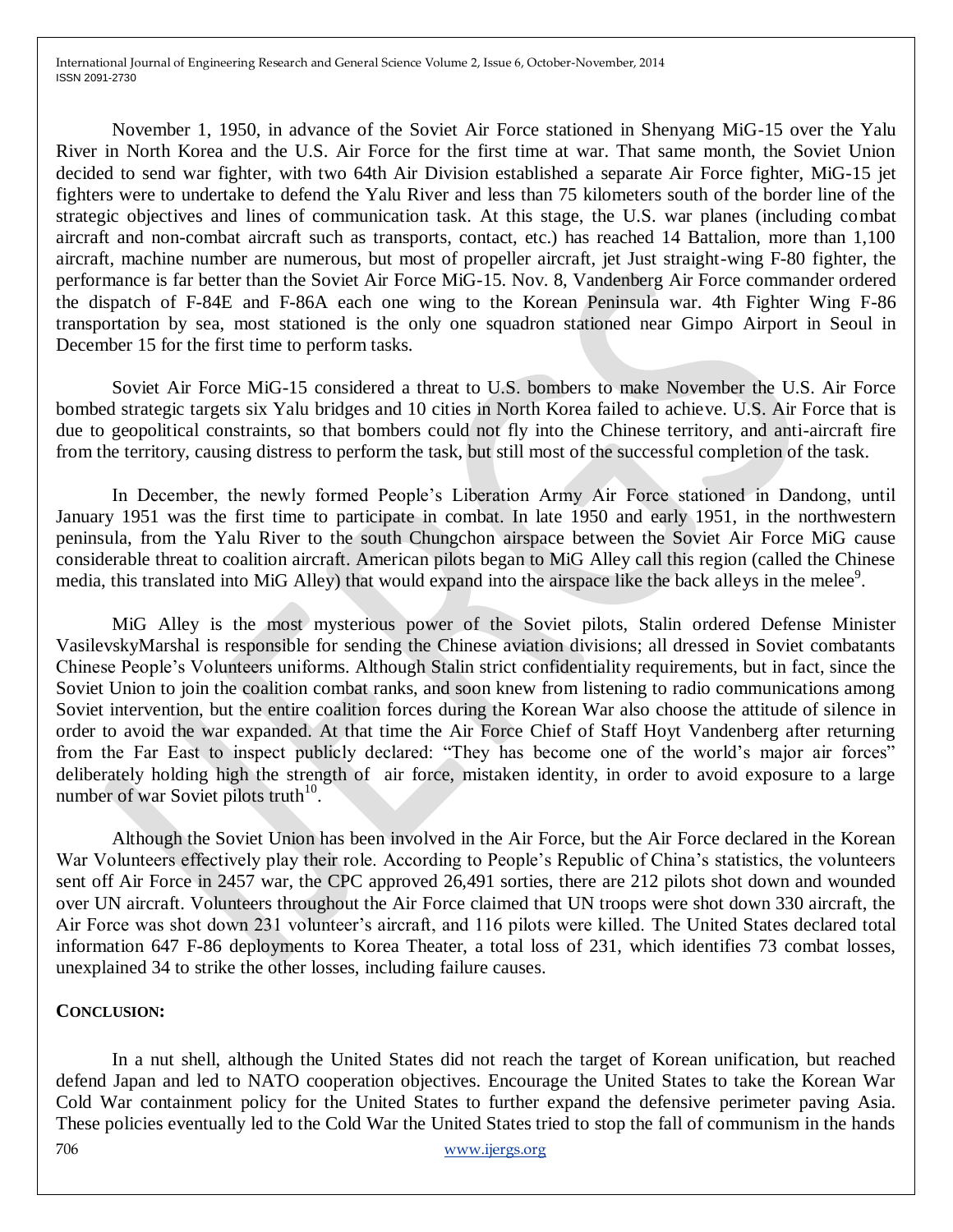November 1, 1950, in advance of the Soviet Air Force stationed in Shenyang MiG-15 over the Yalu River in North Korea and the U.S. Air Force for the first time at war. That same month, the Soviet Union decided to send war fighter, with two 64th Air Division established a separate Air Force fighter, MiG-15 jet fighters were to undertake to defend the Yalu River and less than 75 kilometers south of the border line of the strategic objectives and lines of communication task. At this stage, the U.S. war planes (including combat aircraft and non-combat aircraft such as transports, contact, etc.) has reached 14 Battalion, more than 1,100 aircraft, machine number are numerous, but most of propeller aircraft, jet Just straight-wing F-80 fighter, the performance is far better than the Soviet Air Force MiG-15. Nov. 8, Vandenberg Air Force commander ordered the dispatch of F-84E and F-86A each one wing to the Korean Peninsula war. 4th Fighter Wing F-86 transportation by sea, most stationed is the only one squadron stationed near Gimpo Airport in Seoul in December 15 for the first time to perform tasks.

Soviet Air Force MiG-15 considered a threat to U.S. bombers to make November the U.S. Air Force bombed strategic targets six Yalu bridges and 10 cities in North Korea failed to achieve. U.S. Air Force that is due to geopolitical constraints, so that bombers could not fly into the Chinese territory, and anti-aircraft fire from the territory, causing distress to perform the task, but still most of the successful completion of the task.

In December, the newly formed People's Liberation Army Air Force stationed in Dandong, until January 1951 was the first time to participate in combat. In late 1950 and early 1951, in the northwestern peninsula, from the Yalu River to the south Chungchon airspace between the Soviet Air Force MiG cause considerable threat to coalition aircraft. American pilots began to MiG Alley call this region (called the Chinese media, this translated into MiG Alley) that would expand into the airspace like the back alleys in the melee[9].

MiG Alley is the most mysterious power of the Soviet pilots, Stalin ordered Defense Minister VasilevskyMarshal is responsible for sending the Chinese aviation divisions; all dressed in Soviet combatants Chinese People's Volunteers uniforms. Although Stalin strict confidentiality requirements, but in fact, since the Soviet Union to join the coalition combat ranks, and soon knew from listening to radio communications among Soviet intervention, but the entire coalition forces during the Korean War also choose the attitude of silence in order to avoid the war expanded. At that time the Air Force Chief of Staff Hoyt Vandenberg after returning from the Far East to inspect publicly declared: "They has become one of the world's major air forces" deliberately holding high the strength of air force, mistaken identity, in order to avoid exposure to a large number of war Soviet pilots truth[10].

Although the Soviet Union has been involved in the Air Force, but the Air Force declared in the Korean War Volunteers effectively play their role. According to People's Republic of China's statistics, the volunteers sent off Air Force in 2457 war, the CPC approved 26,491 sorties, there are 212 pilots shot down and wounded over UN aircraft. Volunteers throughout the Air Force claimed that UN troops were shot down 330 aircraft, the Air Force was shot down 231 volunteer's aircraft, and 116 pilots were killed. The United States declared total information 647 F-86 deployments to Korea Theater, a total loss of 231, which identifies 73 combat losses, unexplained 34 to strike the other losses, including failure causes.

## CONCLUSION:

In a nut shell, although the United States did not reach the target of Korean unification, but reached defend Japan and led to NATO cooperation objectives. Encourage the United States to take the Korean War Cold War containment policy for the United States to further expand the defensive perimeter paving Asia. These policies eventually led to the Cold War the United States tried to stop the fall of communism in the hands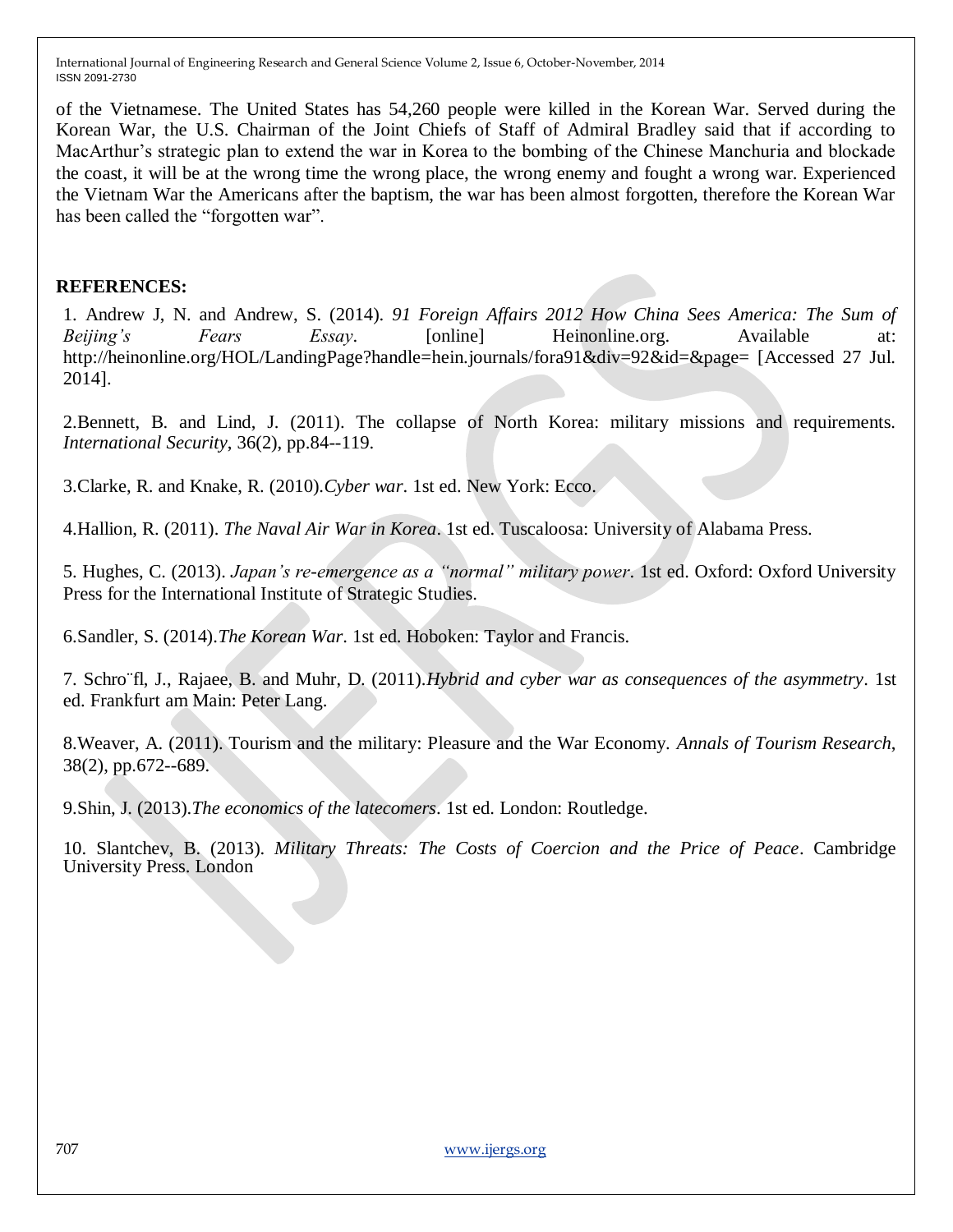of the Vietnamese. The United States has 54,260 people were killed in the Korean War. Served during the Korean War, the U.S. Chairman of the Joint Chiefs of Staff of Admiral Bradley said that if according to MacArthur's strategic plan to extend the war in Korea to the bombing of the Chinese Manchuria and blockade the coast, it will be at the wrong time the wrong place, the wrong enemy and fought a wrong war. Experienced the Vietnam War the Americans after the baptism, the war has been almost forgotten, therefore the Korean War has been called the "forgotten war".

## REFERENCES:

1. Andrew J, N. and Andrew, S. (2014). *91 Foreign Affairs 2012 How China Sees America: The Sum of Beijing's Fears Essay*. [online] Heinonline.org. Available at: http://heinonline.org/HOL/LandingPage?handle=hein.journals/fora91&div=92&id=&page= [Accessed 27 Jul. 2014].

2.Bennett, B. and Lind, J. (2011). The collapse of North Korea: military missions and requirements. *International Security*, 36(2), pp.84--119.

3.Clarke, R. and Knake, R. (2010).*Cyber war*. 1st ed. New York: Ecco.

4.Hallion, R. (2011). *The Naval Air War in Korea*. 1st ed. Tuscaloosa: University of Alabama Press.

5. Hughes, C. (2013). *Japan's re-emergence as a "normal" military power*. 1st ed. Oxford: Oxford University Press for the International Institute of Strategic Studies.

6.Sandler, S. (2014).*The Korean War*. 1st ed. Hoboken: Taylor and Francis.

7. Schro¨fl, J., Rajaee, B. and Muhr, D. (2011).*Hybrid and cyber war as consequences of the asymmetry*. 1st ed. Frankfurt am Main: Peter Lang.

8.Weaver, A. (2011). Tourism and the military: Pleasure and the War Economy. *Annals of Tourism Research*, 38(2), pp.672--689.

9.Shin, J. (2013).*The economics of the latecomers*. 1st ed. London: Routledge.

10. Slantchev, B. (2013). *Military Threats: The Costs of Coercion and the Price of Peace*. Cambridge University Press. London